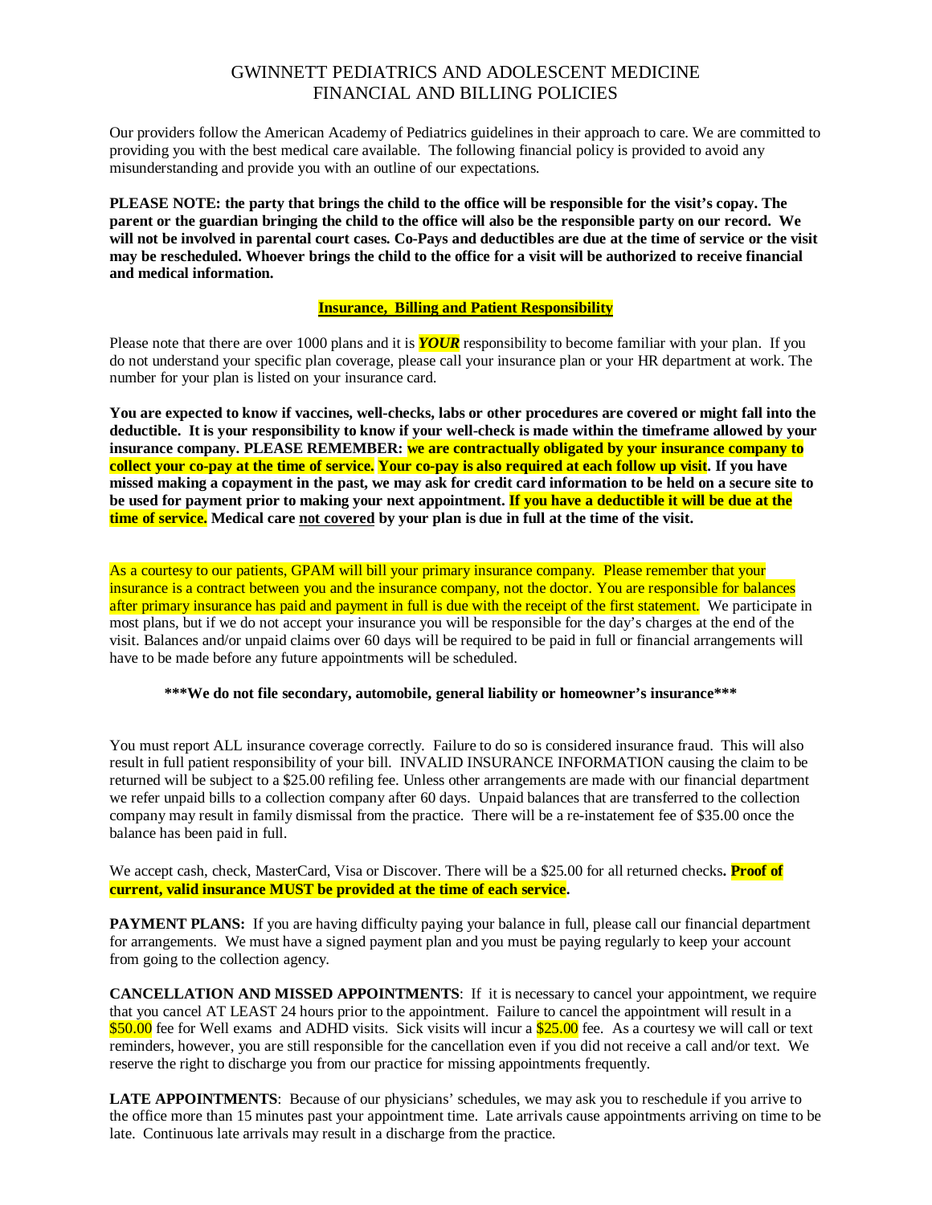# GWINNETT PEDIATRICS AND ADOLESCENT MEDICINE
# FINANCIAL AND BILLING POLICIES

Our providers follow the American Academy of Pediatrics guidelines in their approach to care. We are committed to providing you with the best medical care available. The following financial policy is provided to avoid any misunderstanding and provide you with an outline of our expectations.

**PLEASE NOTE: the party that brings the child to the office will be responsible for the visit's copay. The parent or the guardian bringing the child to the office will also be the responsible party on our record. We will not be involved in parental court cases. Co-Pays and deductibles are due at the time of service or the visit may be rescheduled. Whoever brings the child to the office for a visit will be authorized to receive financial and medical information.**

## Insurance, Billing and Patient Responsibility

Please note that there are over 1000 plans and it is ***YOUR*** responsibility to become familiar with your plan. If you do not understand your specific plan coverage, please call your insurance plan or your HR department at work. The number for your plan is listed on your insurance card.

**You are expected to know if vaccines, well-checks, labs or other procedures are covered or might fall into the deductible. It is your responsibility to know if your well-check is made within the timeframe allowed by your insurance company. PLEASE REMEMBER: we are contractually obligated by your insurance company to collect your co-pay at the time of service. Your co-pay is also required at each follow up visit. If you have missed making a copayment in the past, we may ask for credit card information to be held on a secure site to be used for payment prior to making your next appointment. If you have a deductible it will be due at the time of service. Medical care not covered by your plan is due in full at the time of the visit.**

As a courtesy to our patients, GPAM will bill your primary insurance company. Please remember that your insurance is a contract between you and the insurance company, not the doctor. You are responsible for balances after primary insurance has paid and payment in full is due with the receipt of the first statement. We participate in most plans, but if we do not accept your insurance you will be responsible for the day's charges at the end of the visit. Balances and/or unpaid claims over 60 days will be required to be paid in full or financial arrangements will have to be made before any future appointments will be scheduled.

**\*\*\*We do not file secondary, automobile, general liability or homeowner's insurance\*\*\***

You must report ALL insurance coverage correctly. Failure to do so is considered insurance fraud. This will also result in full patient responsibility of your bill. INVALID INSURANCE INFORMATION causing the claim to be returned will be subject to a $25.00 refiling fee. Unless other arrangements are made with our financial department we refer unpaid bills to a collection company after 60 days. Unpaid balances that are transferred to the collection company may result in family dismissal from the practice. There will be a re-instatement fee of $35.00 once the balance has been paid in full.

We accept cash, check, MasterCard, Visa or Discover. There will be a $25.00 for all returned checks**. Proof of current, valid insurance MUST be provided at the time of each service.**

**PAYMENT PLANS:** If you are having difficulty paying your balance in full, please call our financial department for arrangements. We must have a signed payment plan and you must be paying regularly to keep your account from going to the collection agency.

**CANCELLATION AND MISSED APPOINTMENTS**: If it is necessary to cancel your appointment, we require that you cancel AT LEAST 24 hours prior to the appointment. Failure to cancel the appointment will result in a $50.00 fee for Well exams and ADHD visits. Sick visits will incur a $25.00 fee. As a courtesy we will call or text reminders, however, you are still responsible for the cancellation even if you did not receive a call and/or text. We reserve the right to discharge you from our practice for missing appointments frequently.

**LATE APPOINTMENTS**: Because of our physicians' schedules, we may ask you to reschedule if you arrive to the office more than 15 minutes past your appointment time. Late arrivals cause appointments arriving on time to be late. Continuous late arrivals may result in a discharge from the practice.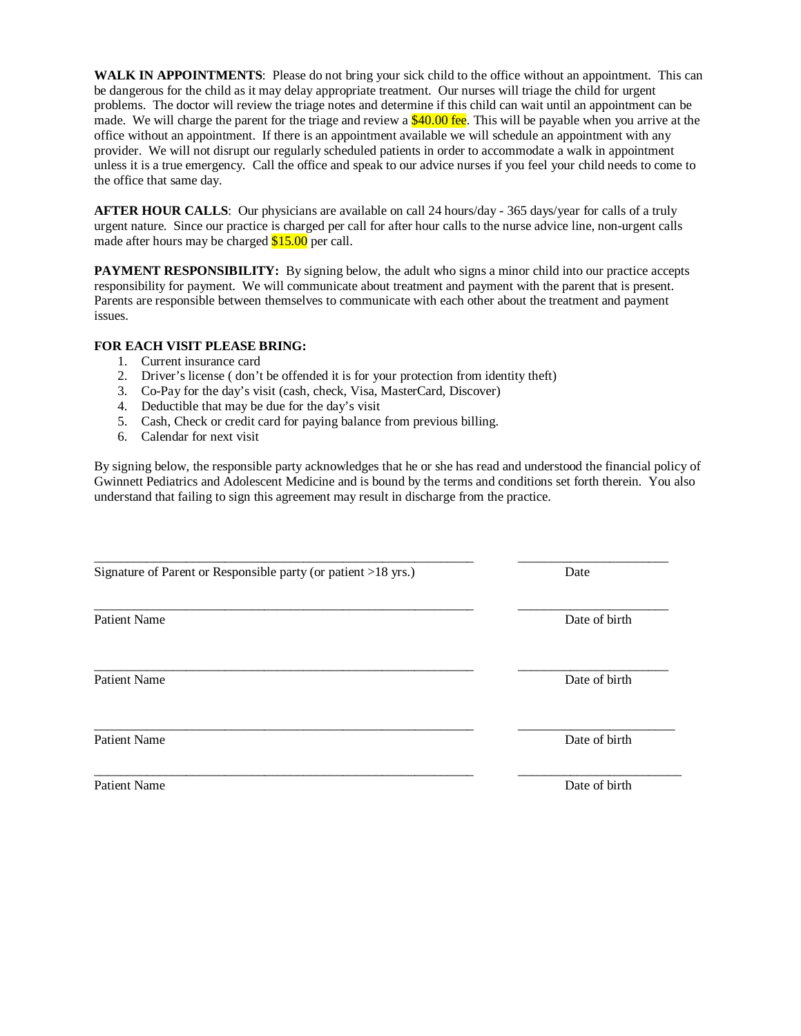**WALK IN APPOINTMENTS**: Please do not bring your sick child to the office without an appointment. This can be dangerous for the child as it may delay appropriate treatment. Our nurses will triage the child for urgent problems. The doctor will review the triage notes and determine if this child can wait until an appointment can be made. We will charge the parent for the triage and review a $40.00 fee. This will be payable when you arrive at the office without an appointment. If there is an appointment available we will schedule an appointment with any provider. We will not disrupt our regularly scheduled patients in order to accommodate a walk in appointment unless it is a true emergency. Call the office and speak to our advice nurses if you feel your child needs to come to the office that same day.

**AFTER HOUR CALLS**: Our physicians are available on call 24 hours/day - 365 days/year for calls of a truly urgent nature. Since our practice is charged per call for after hour calls to the nurse advice line, non-urgent calls made after hours may be charged $15.00 per call.

**PAYMENT RESPONSIBILITY:** By signing below, the adult who signs a minor child into our practice accepts responsibility for payment. We will communicate about treatment and payment with the parent that is present. Parents are responsible between themselves to communicate with each other about the treatment and payment issues.

**FOR EACH VISIT PLEASE BRING:**

1. Current insurance card
2. Driver's license ( don't be offended it is for your protection from identity theft)
3. Co-Pay for the day's visit (cash, check, Visa, MasterCard, Discover)
4. Deductible that may be due for the day's visit
5. Cash, Check or credit card for paying balance from previous billing.
6. Calendar for next visit

By signing below, the responsible party acknowledges that he or she has read and understood the financial policy of Gwinnett Pediatrics and Adolescent Medicine and is bound by the terms and conditions set forth therein. You also understand that failing to sign this agreement may result in discharge from the practice.

\_\_\_\_\_\_\_\_\_\_\_\_\_\_\_\_\_\_\_\_\_\_\_\_\_\_\_\_\_\_\_\_\_\_\_\_\_\_\_\_\_\_\_\_\_\_\_\_\_\_\_\_ \_\_\_\_\_\_\_\_\_\_\_\_\_\_\_\_\_\_\_\_\_\_
Signature of Parent or Responsible party (or patient >18 yrs.) Date

\_\_\_\_\_\_\_\_\_\_\_\_\_\_\_\_\_\_\_\_\_\_\_\_\_\_\_\_\_\_\_\_\_\_\_\_\_\_\_\_\_\_\_\_\_\_\_\_\_\_\_\_ \_\_\_\_\_\_\_\_\_\_\_\_\_\_\_\_\_\_\_\_\_\_
Patient Name Date of birth

\_\_\_\_\_\_\_\_\_\_\_\_\_\_\_\_\_\_\_\_\_\_\_\_\_\_\_\_\_\_\_\_\_\_\_\_\_\_\_\_\_\_\_\_\_\_\_\_\_\_\_\_ \_\_\_\_\_\_\_\_\_\_\_\_\_\_\_\_\_\_\_\_\_\_
Patient Name Date of birth

\_\_\_\_\_\_\_\_\_\_\_\_\_\_\_\_\_\_\_\_\_\_\_\_\_\_\_\_\_\_\_\_\_\_\_\_\_\_\_\_\_\_\_\_\_\_\_\_\_\_\_\_ \_\_\_\_\_\_\_\_\_\_\_\_\_\_\_\_\_\_\_\_\_\_
Patient Name Date of birth

\_\_\_\_\_\_\_\_\_\_\_\_\_\_\_\_\_\_\_\_\_\_\_\_\_\_\_\_\_\_\_\_\_\_\_\_\_\_\_\_\_\_\_\_\_\_\_\_\_\_\_\_ \_\_\_\_\_\_\_\_\_\_\_\_\_\_\_\_\_\_\_\_\_\_
Patient Name Date of birth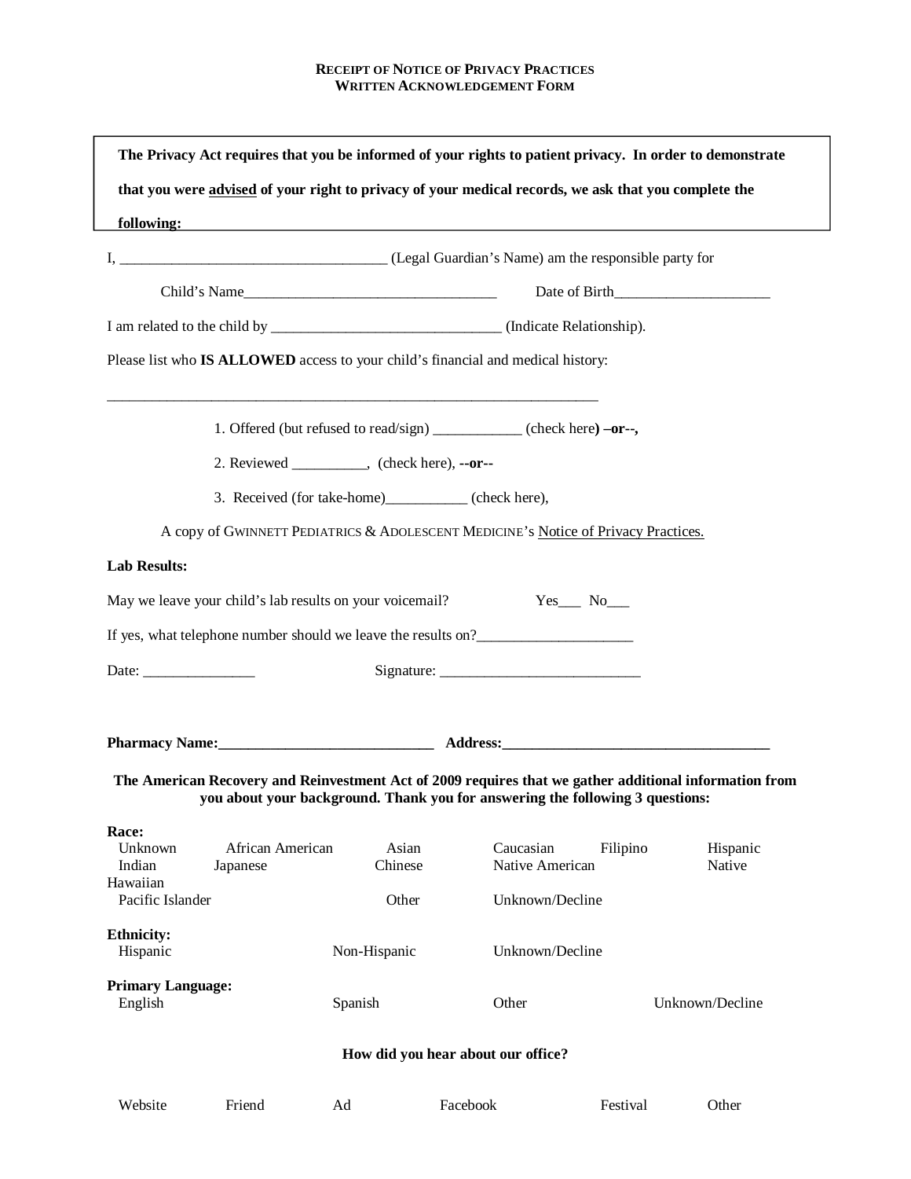**RECEIPT OF NOTICE OF PRIVACY PRACTICES**
**WRITTEN ACKNOWLEDGEMENT FORM**

**The Privacy Act requires that you be informed of your rights to patient privacy. In order to demonstrate that you were advised of your right to privacy of your medical records, we ask that you complete the following:**

I, ___________________________________ (Legal Guardian's Name) am the responsible party for

Child's Name__________________________________ Date of Birth_____________________

I am related to the child by _______________________________ (Indicate Relationship).

Please list who **IS ALLOWED** access to your child's financial and medical history:

_____________________________________________________________________

1. Offered (but refused to read/sign) ____________ (check here) **–or--,**
2. Reviewed __________, (check here), **--or--**
3. Received (for take-home)___________ (check here),

A copy of GWINNETT PEDIATRICS & ADOLESCENT MEDICINE's Notice of Privacy Practices.

**Lab Results:**

May we leave your child's lab results on your voicemail? Yes___ No___

If yes, what telephone number should we leave the results on?_____________________

Date: _______________ Signature: ___________________________

**Pharmacy Name:_____________________________ Address:____________________________________**

**The American Recovery and Reinvestment Act of 2009 requires that we gather additional information from you about your background. Thank you for answering the following 3 questions:**

**Race:**
Unknown African American Asian Caucasian Filipino Hispanic
Indian Japanese Chinese Native American Native Hawaiian
Pacific Islander Other Unknown/Decline

**Ethnicity:**
Hispanic Non-Hispanic Unknown/Decline

**Primary Language:**
English Spanish Other Unknown/Decline

**How did you hear about our office?**

Website Friend Ad Facebook Festival Other